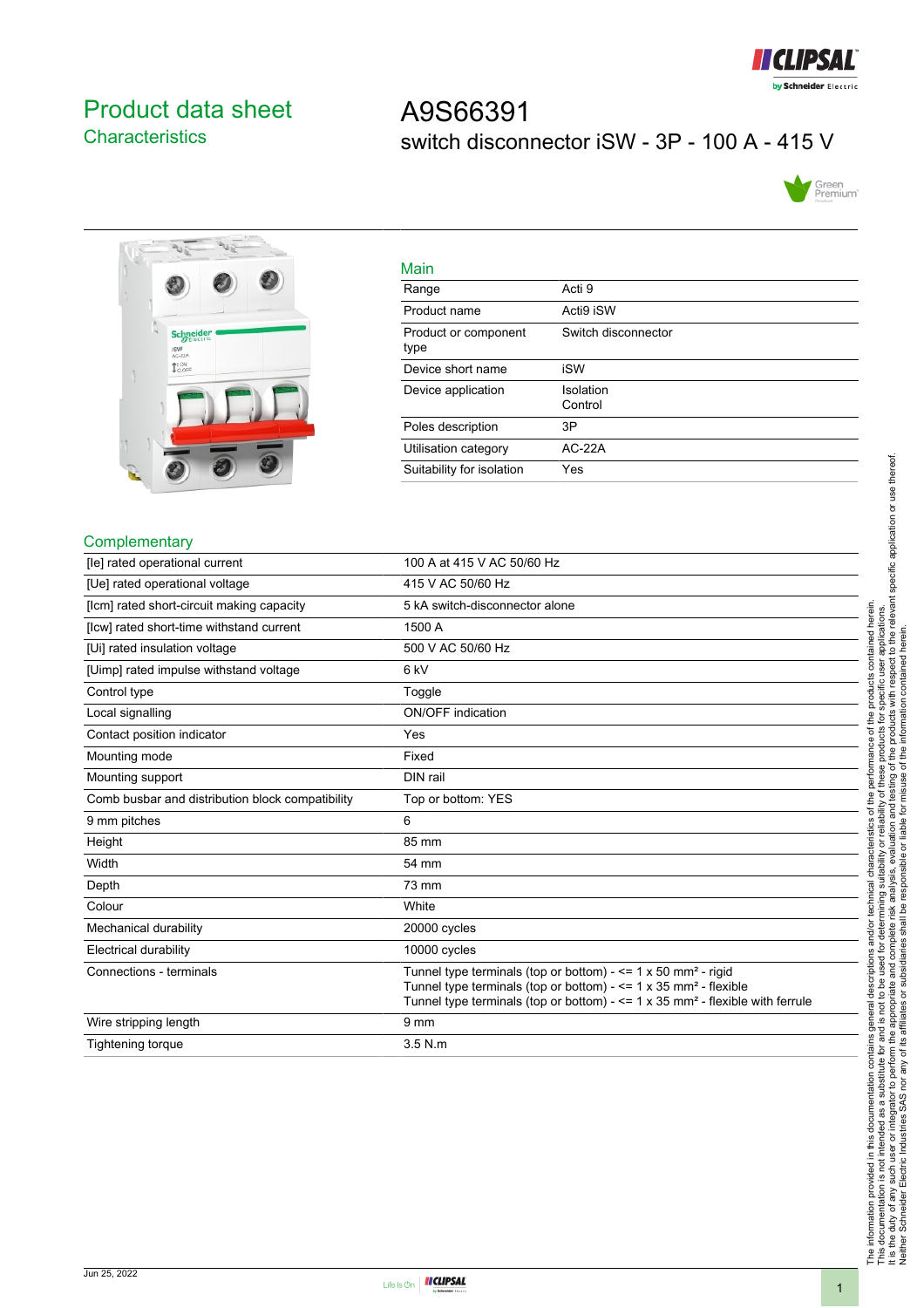# Product data sheet

## Characteristics

# A9S66391

switch disconnector iSW - 3P - 100 A - 415 V

## Main

| | |
|---|---|
| Range | Acti 9 |
| Product name | Acti9 iSW |
| Product or component type | Switch disconnector |
| Device short name | iSW |
| Device application | Isolation<br>Control |
| Poles description | 3P |
| Utilisation category | AC-22A |
| Suitability for isolation | Yes |

## Complementary

| | |
|---|---|
| [Ie] rated operational current | 100 A at 415 V AC 50/60 Hz |
| [Ue] rated operational voltage | 415 V AC 50/60 Hz |
| [Icm] rated short-circuit making capacity | 5 kA switch-disconnector alone |
| [Icw] rated short-time withstand current | 1500 A |
| [Ui] rated insulation voltage | 500 V AC 50/60 Hz |
| [Uimp] rated impulse withstand voltage | 6 kV |
| Control type | Toggle |
| Local signalling | ON/OFF indication |
| Contact position indicator | Yes |
| Mounting mode | Fixed |
| Mounting support | DIN rail |
| Comb busbar and distribution block compatibility | Top or bottom: YES |
| 9 mm pitches | 6 |
| Height | 85 mm |
| Width | 54 mm |
| Depth | 73 mm |
| Colour | White |
| Mechanical durability | 20000 cycles |
| Electrical durability | 10000 cycles |
| Connections - terminals | Tunnel type terminals (top or bottom) - <= 1 x 50 mm² - rigid<br>Tunnel type terminals (top or bottom) - <= 1 x 35 mm² - flexible<br>Tunnel type terminals (top or bottom) - <= 1 x 35 mm² - flexible with ferrule |
| Wire stripping length | 9 mm |
| Tightening torque | 3.5 N.m |

The information provided in this documentation contains general descriptions and/or technical characteristics of the performance of the products contained herein.
This documentation is not intended as a substitute for and is not to be used for determining suitability or reliability of these products for specific user applications.
It is the duty of any such user or integrator to perform the appropriate and complete risk analysis, evaluation and testing of the products with respect to the relevant specific application or use thereof.
Neither Schneider Electric Industries SAS nor any of its affiliates or subsidiaries shall be responsible or liable for misuse of the information contained herein.

Jun 25, 2022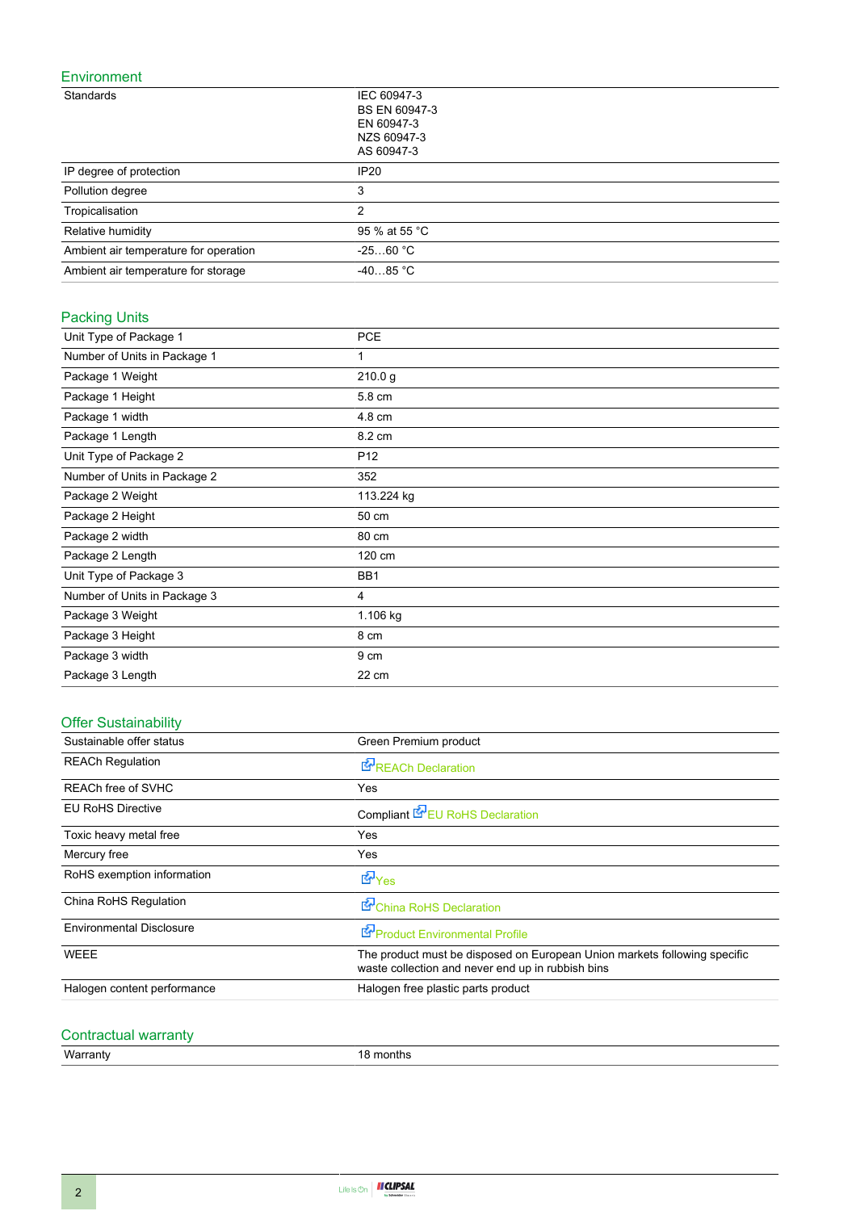## Environment

| | |
|---|---|
| Standards | IEC 60947-3<br>BS EN 60947-3<br>EN 60947-3<br>NZS 60947-3<br>AS 60947-3 |
| IP degree of protection | IP20 |
| Pollution degree | 3 |
| Tropicalisation | 2 |
| Relative humidity | 95 % at 55 °C |
| Ambient air temperature for operation | -25…60 °C |
| Ambient air temperature for storage | -40…85 °C |

## Packing Units

| | |
|---|---|
| Unit Type of Package 1 | PCE |
| Number of Units in Package 1 | 1 |
| Package 1 Weight | 210.0 g |
| Package 1 Height | 5.8 cm |
| Package 1 width | 4.8 cm |
| Package 1 Length | 8.2 cm |
| Unit Type of Package 2 | P12 |
| Number of Units in Package 2 | 352 |
| Package 2 Weight | 113.224 kg |
| Package 2 Height | 50 cm |
| Package 2 width | 80 cm |
| Package 2 Length | 120 cm |
| Unit Type of Package 3 | BB1 |
| Number of Units in Package 3 | 4 |
| Package 3 Weight | 1.106 kg |
| Package 3 Height | 8 cm |
| Package 3 width | 9 cm |
| Package 3 Length | 22 cm |

## Offer Sustainability

| | |
|---|---|
| Sustainable offer status | Green Premium product |
| REACh Regulation | REACh Declaration |
| REACh free of SVHC | Yes |
| EU RoHS Directive | Compliant EU RoHS Declaration |
| Toxic heavy metal free | Yes |
| Mercury free | Yes |
| RoHS exemption information | Yes |
| China RoHS Regulation | China RoHS Declaration |
| Environmental Disclosure | Product Environmental Profile |
| WEEE | The product must be disposed on European Union markets following specific waste collection and never end up in rubbish bins |
| Halogen content performance | Halogen free plastic parts product |

## Contractual warranty

| | |
|---|---|
| Warranty | 18 months |